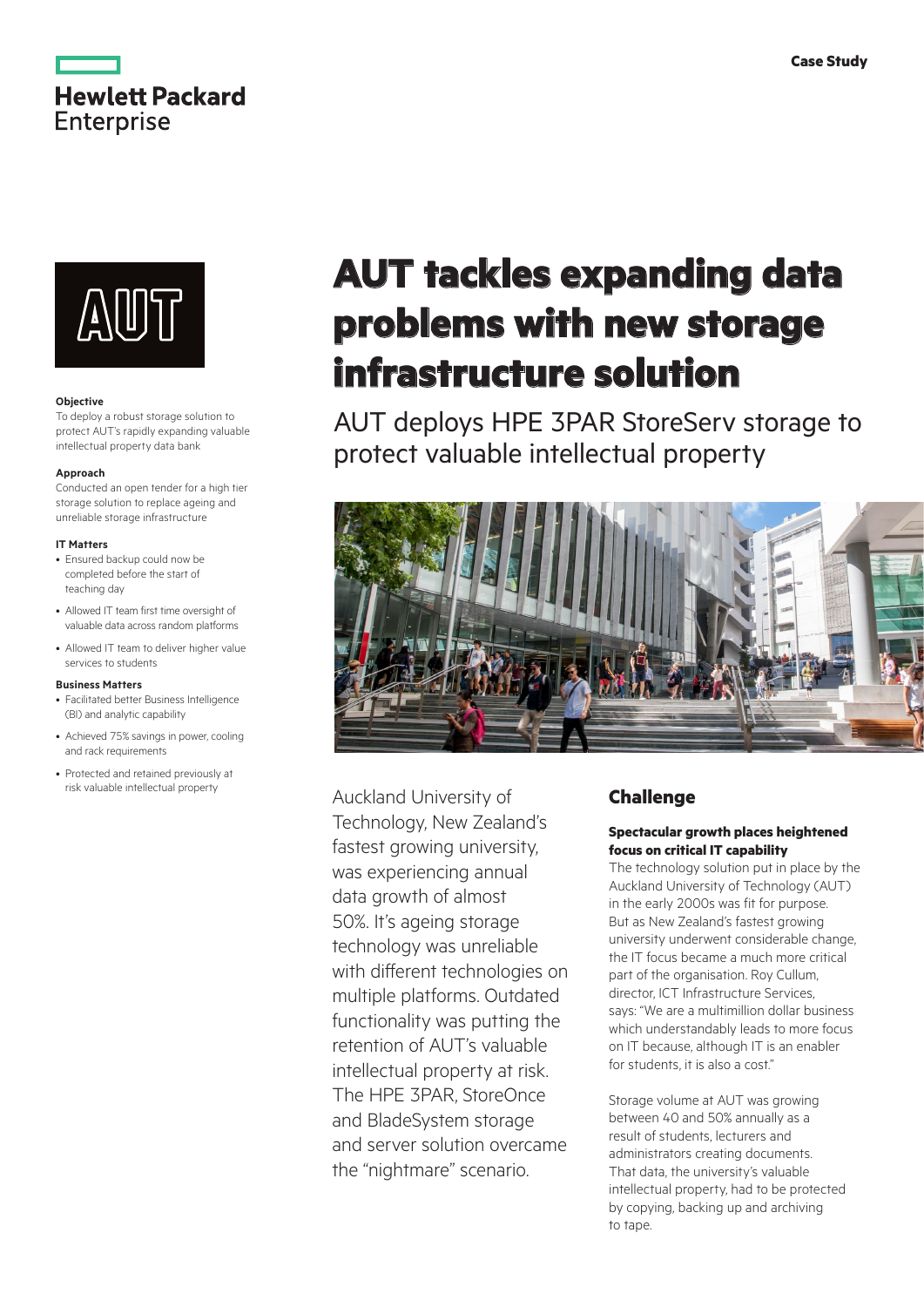Case Study

Hewlett Packard Enterprise

# AUT tackles expanding data problems with new storage infrastructure solution

## AUT deploys HPE 3PAR StoreServ storage to protect valuable intellectual property

**Objective**
To deploy a robust storage solution to protect AUT's rapidly expanding valuable intellectual property data bank

**Approach**
Conducted an open tender for a high tier storage solution to replace ageing and unreliable storage infrastructure

**IT Matters**
- Ensured backup could now be completed before the start of teaching day
- Allowed IT team first time oversight of valuable data across random platforms
- Allowed IT team to deliver higher value services to students

**Business Matters**
- Facilitated better Business Intelligence (BI) and analytic capability
- Achieved 75% savings in power, cooling and rack requirements
- Protected and retained previously at risk valuable intellectual property

Auckland University of Technology, New Zealand's fastest growing university, was experiencing annual data growth of almost 50%. It's ageing storage technology was unreliable with different technologies on multiple platforms. Outdated functionality was putting the retention of AUT's valuable intellectual property at risk. The HPE 3PAR, StoreOnce and BladeSystem storage and server solution overcame the "nightmare" scenario.

## Challenge

### Spectacular growth places heightened focus on critical IT capability

The technology solution put in place by the Auckland University of Technology (AUT) in the early 2000s was fit for purpose. But as New Zealand's fastest growing university underwent considerable change, the IT focus became a much more critical part of the organisation. Roy Cullum, director, ICT Infrastructure Services, says: "We are a multimillion dollar business which understandably leads to more focus on IT because, although IT is an enabler for students, it is also a cost."

Storage volume at AUT was growing between 40 and 50% annually as a result of students, lecturers and administrators creating documents. That data, the university's valuable intellectual property, had to be protected by copying, backing up and archiving to tape.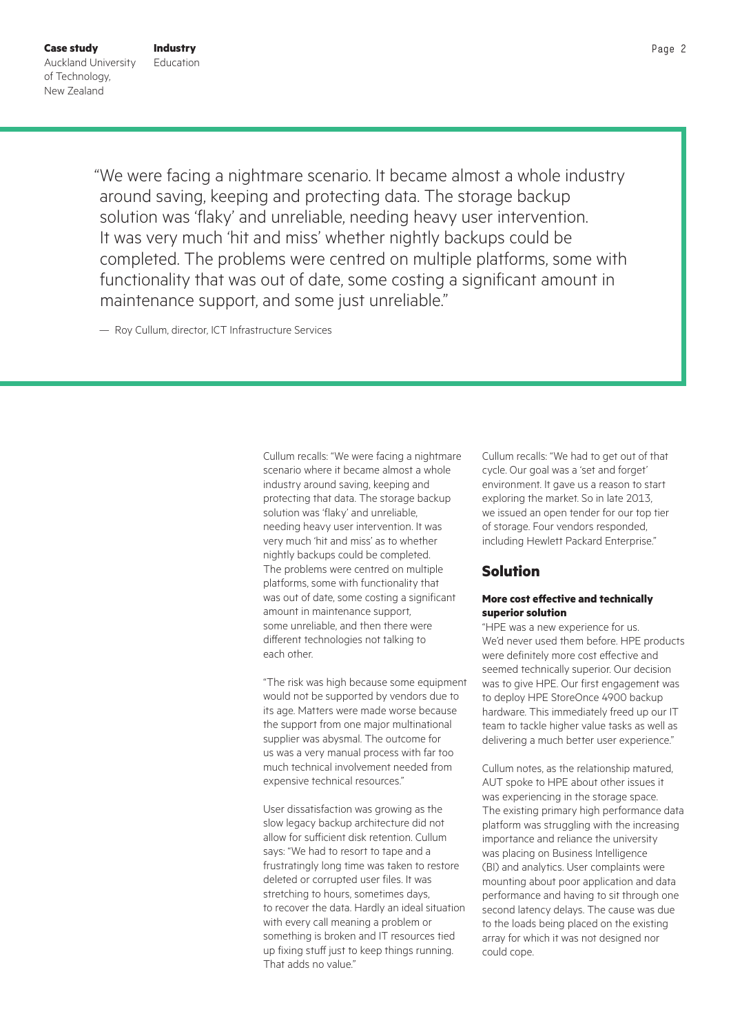> "We were facing a nightmare scenario. It became almost a whole industry around saving, keeping and protecting data. The storage backup solution was 'flaky' and unreliable, needing heavy user intervention. It was very much 'hit and miss' whether nightly backups could be completed. The problems were centred on multiple platforms, some with functionality that was out of date, some costing a significant amount in maintenance support, and some just unreliable."
>
> — Roy Cullum, director, ICT Infrastructure Services

Cullum recalls: "We were facing a nightmare scenario where it became almost a whole industry around saving, keeping and protecting that data. The storage backup solution was 'flaky' and unreliable, needing heavy user intervention. It was very much 'hit and miss' as to whether nightly backups could be completed. The problems were centred on multiple platforms, some with functionality that was out of date, some costing a significant amount in maintenance support, some unreliable, and then there were different technologies not talking to each other.

"The risk was high because some equipment would not be supported by vendors due to its age. Matters were made worse because the support from one major multinational supplier was abysmal. The outcome for us was a very manual process with far too much technical involvement needed from expensive technical resources."

User dissatisfaction was growing as the slow legacy backup architecture did not allow for sufficient disk retention. Cullum says: "We had to resort to tape and a frustratingly long time was taken to restore deleted or corrupted user files. It was stretching to hours, sometimes days, to recover the data. Hardly an ideal situation with every call meaning a problem or something is broken and IT resources tied up fixing stuff just to keep things running. That adds no value."

Cullum recalls: "We had to get out of that cycle. Our goal was a 'set and forget' environment. It gave us a reason to start exploring the market. So in late 2013, we issued an open tender for our top tier of storage. Four vendors responded, including Hewlett Packard Enterprise."

## Solution

**More cost effective and technically superior solution**

"HPE was a new experience for us. We'd never used them before. HPE products were definitely more cost effective and seemed technically superior. Our decision was to give HPE. Our first engagement was to deploy HPE StoreOnce 4900 backup hardware. This immediately freed up our IT team to tackle higher value tasks as well as delivering a much better user experience."

Cullum notes, as the relationship matured, AUT spoke to HPE about other issues it was experiencing in the storage space. The existing primary high performance data platform was struggling with the increasing importance and reliance the university was placing on Business Intelligence (BI) and analytics. User complaints were mounting about poor application and data performance and having to sit through one second latency delays. The cause was due to the loads being placed on the existing array for which it was not designed nor could cope.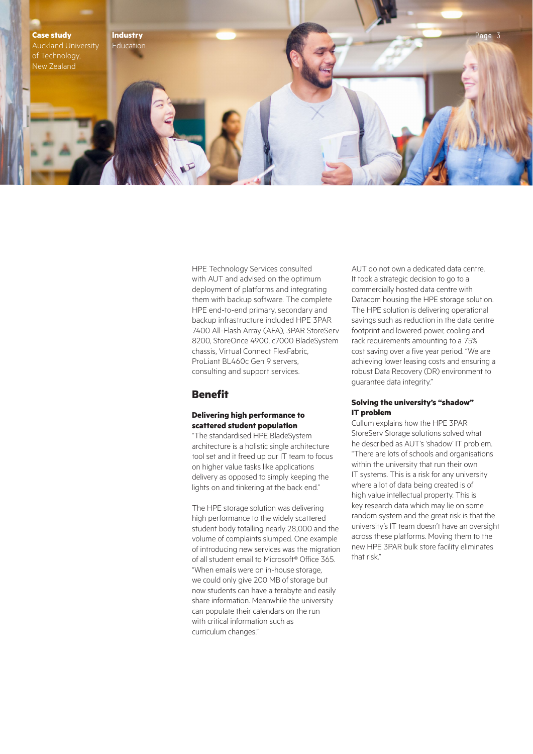HPE Technology Services consulted with AUT and advised on the optimum deployment of platforms and integrating them with backup software. The complete HPE end-to-end primary, secondary and backup infrastructure included HPE 3PAR 7400 All-Flash Array (AFA), 3PAR StoreServ 8200, StoreOnce 4900, c7000 BladeSystem chassis, Virtual Connect FlexFabric, ProLiant BL460c Gen 9 servers, consulting and support services.

## Benefit

### Delivering high performance to scattered student population

"The standardised HPE BladeSystem architecture is a holistic single architecture tool set and it freed up our IT team to focus on higher value tasks like applications delivery as opposed to simply keeping the lights on and tinkering at the back end."

The HPE storage solution was delivering high performance to the widely scattered student body totalling nearly 28,000 and the volume of complaints slumped. One example of introducing new services was the migration of all student email to Microsoft® Office 365. "When emails were on in-house storage, we could only give 200 MB of storage but now students can have a terabyte and easily share information. Meanwhile the university can populate their calendars on the run with critical information such as curriculum changes."

AUT do not own a dedicated data centre. It took a strategic decision to go to a commercially hosted data centre with Datacom housing the HPE storage solution. The HPE solution is delivering operational savings such as reduction in the data centre footprint and lowered power, cooling and rack requirements amounting to a 75% cost saving over a five year period. "We are achieving lower leasing costs and ensuring a robust Data Recovery (DR) environment to guarantee data integrity."

### Solving the university's "shadow" IT problem

Cullum explains how the HPE 3PAR StoreServ Storage solutions solved what he described as AUT's 'shadow' IT problem. "There are lots of schools and organisations within the university that run their own IT systems. This is a risk for any university where a lot of data being created is of high value intellectual property. This is key research data which may lie on some random system and the great risk is that the university's IT team doesn't have an oversight across these platforms. Moving them to the new HPE 3PAR bulk store facility eliminates that risk."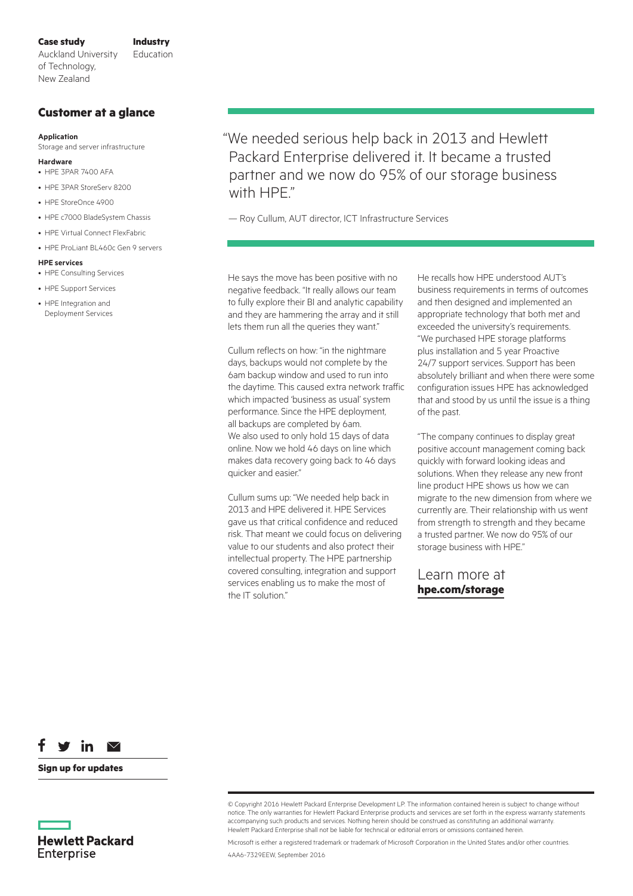**Case study**
Auckland University of Technology, New Zealand

**Industry**
Education

## Customer at a glance

**Application**
Storage and server infrastructure

**Hardware**
- HPE 3PAR 7400 AFA
- HPE 3PAR StoreServ 8200
- HPE StoreOnce 4900
- HPE c7000 BladeSystem Chassis
- HPE Virtual Connect FlexFabric
- HPE ProLiant BL460c Gen 9 servers

**HPE services**
- HPE Consulting Services
- HPE Support Services
- HPE Integration and Deployment Services

"We needed serious help back in 2013 and Hewlett Packard Enterprise delivered it. It became a trusted partner and we now do 95% of our storage business with HPE."

— Roy Cullum, AUT director, ICT Infrastructure Services

He says the move has been positive with no negative feedback. "It really allows our team to fully explore their BI and analytic capability and they are hammering the array and it still lets them run all the queries they want."

Cullum reflects on how: "in the nightmare days, backups would not complete by the 6am backup window and used to run into the daytime. This caused extra network traffic which impacted 'business as usual' system performance. Since the HPE deployment, all backups are completed by 6am. We also used to only hold 15 days of data online. Now we hold 46 days on line which makes data recovery going back to 46 days quicker and easier."

Cullum sums up: "We needed help back in 2013 and HPE delivered it. HPE Services gave us that critical confidence and reduced risk. That meant we could focus on delivering value to our students and also protect their intellectual property. The HPE partnership covered consulting, integration and support services enabling us to make the most of the IT solution."

He recalls how HPE understood AUT's business requirements in terms of outcomes and then designed and implemented an appropriate technology that both met and exceeded the university's requirements. "We purchased HPE storage platforms plus installation and 5 year Proactive 24/7 support services. Support has been absolutely brilliant and when there were some configuration issues HPE has acknowledged that and stood by us until the issue is a thing of the past.

"The company continues to display great positive account management coming back quickly with forward looking ideas and solutions. When they release any new front line product HPE shows us how we can migrate to the new dimension from where we currently are. Their relationship with us went from strength to strength and they became a trusted partner. We now do 95% of our storage business with HPE."

Learn more at
**hpe.com/storage**

**Sign up for updates**

© Copyright 2016 Hewlett Packard Enterprise Development LP. The information contained herein is subject to change without notice. The only warranties for Hewlett Packard Enterprise products and services are set forth in the express warranty statements accompanying such products and services. Nothing herein should be construed as constituting an additional warranty. Hewlett Packard Enterprise shall not be liable for technical or editorial errors or omissions contained herein.

Microsoft is either a registered trademark or trademark of Microsoft Corporation in the United States and/or other countries.

4AA6-7329EEW, September 2016